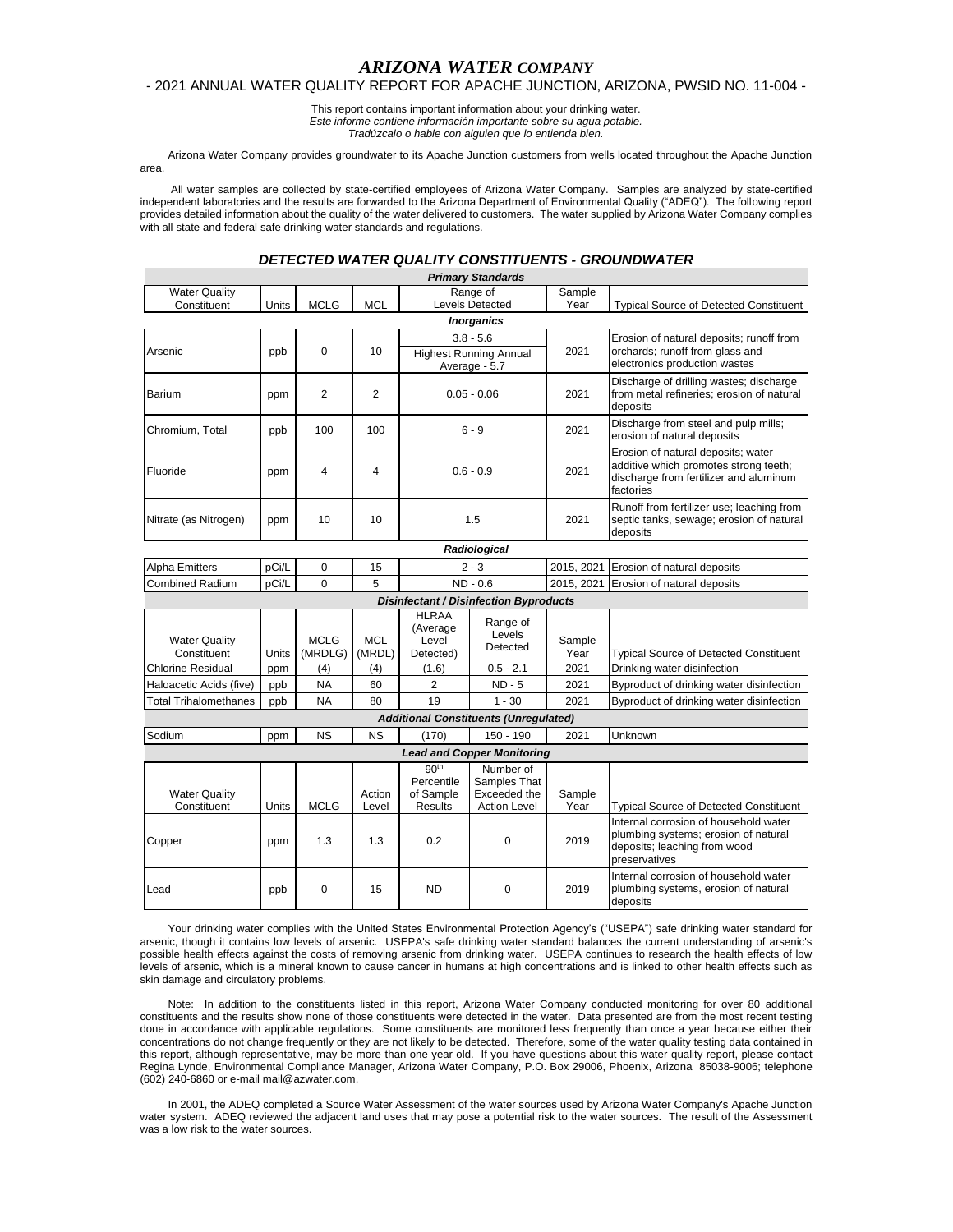# *ARIZONA WATER COMPANY*

- 2021 ANNUAL WATER QUALITY REPORT FOR APACHE JUNCTION, ARIZONA, PWSID NO. 11-004 -

This report contains important information about your drinking water.
*Este informe contiene información importante sobre su agua potable.*
*Tradúzcalo o hable con alguien que lo entienda bien.*

Arizona Water Company provides groundwater to its Apache Junction customers from wells located throughout the Apache Junction area.

All water samples are collected by state-certified employees of Arizona Water Company. Samples are analyzed by state-certified independent laboratories and the results are forwarded to the Arizona Department of Environmental Quality ("ADEQ"). The following report provides detailed information about the quality of the water delivered to customers. The water supplied by Arizona Water Company complies with all state and federal safe drinking water standards and regulations.

## *DETECTED WATER QUALITY CONSTITUENTS - GROUNDWATER*

***Primary Standards***

| Water Quality Constituent | Units | MCLG | MCL | Range of Levels Detected | Sample Year | Typical Source of Detected Constituent |
|---|---|---|---|---|---|---|
| ***Inorganics*** | | | | | | |
| Arsenic | ppb | 0 | 10 | 3.8 - 5.6; Highest Running Annual Average - 5.7 | 2021 | Erosion of natural deposits; runoff from orchards; runoff from glass and electronics production wastes |
| Barium | ppm | 2 | 2 | 0.05 - 0.06 | 2021 | Discharge of drilling wastes; discharge from metal refineries; erosion of natural deposits |
| Chromium, Total | ppb | 100 | 100 | 6 - 9 | 2021 | Discharge from steel and pulp mills; erosion of natural deposits |
| Fluoride | ppm | 4 | 4 | 0.6 - 0.9 | 2021 | Erosion of natural deposits; water additive which promotes strong teeth; discharge from fertilizer and aluminum factories |
| Nitrate (as Nitrogen) | ppm | 10 | 10 | 1.5 | 2021 | Runoff from fertilizer use; leaching from septic tanks, sewage; erosion of natural deposits |
| ***Radiological*** | | | | | | |
| Alpha Emitters | pCi/L | 0 | 15 | 2 - 3 | 2015, 2021 | Erosion of natural deposits |
| Combined Radium | pCi/L | 0 | 5 | ND - 0.6 | 2015, 2021 | Erosion of natural deposits |

***Disinfectant / Disinfection Byproducts***

| Water Quality Constituent | Units | MCLG (MRDLG) | MCL (MRDL) | HLRAA (Average Level Detected) | Range of Levels Detected | Sample Year | Typical Source of Detected Constituent |
|---|---|---|---|---|---|---|---|
| Chlorine Residual | ppm | (4) | (4) | (1.6) | 0.5 - 2.1 | 2021 | Drinking water disinfection |
| Haloacetic Acids (five) | ppb | NA | 60 | 2 | ND - 5 | 2021 | Byproduct of drinking water disinfection |
| Total Trihalomethanes | ppb | NA | 80 | 19 | 1 - 30 | 2021 | Byproduct of drinking water disinfection |
| ***Additional Constituents (Unregulated)*** | | | | | | | |
| Sodium | ppm | NS | NS | (170) | 150 - 190 | 2021 | Unknown |

***Lead and Copper Monitoring***

| Water Quality Constituent | Units | MCLG | Action Level | 90th Percentile of Sample Results | Number of Samples That Exceeded the Action Level | Sample Year | Typical Source of Detected Constituent |
|---|---|---|---|---|---|---|---|
| Copper | ppm | 1.3 | 1.3 | 0.2 | 0 | 2019 | Internal corrosion of household water plumbing systems; erosion of natural deposits; leaching from wood preservatives |
| Lead | ppb | 0 | 15 | ND | 0 | 2019 | Internal corrosion of household water plumbing systems, erosion of natural deposits |

Your drinking water complies with the United States Environmental Protection Agency's ("USEPA") safe drinking water standard for arsenic, though it contains low levels of arsenic. USEPA's safe drinking water standard balances the current understanding of arsenic's possible health effects against the costs of removing arsenic from drinking water. USEPA continues to research the health effects of low levels of arsenic, which is a mineral known to cause cancer in humans at high concentrations and is linked to other health effects such as skin damage and circulatory problems.

Note: In addition to the constituents listed in this report, Arizona Water Company conducted monitoring for over 80 additional constituents and the results show none of those constituents were detected in the water. Data presented are from the most recent testing done in accordance with applicable regulations. Some constituents are monitored less frequently than once a year because either their concentrations do not change frequently or they are not likely to be detected. Therefore, some of the water quality testing data contained in this report, although representative, may be more than one year old. If you have questions about this water quality report, please contact Regina Lynde, Environmental Compliance Manager, Arizona Water Company, P.O. Box 29006, Phoenix, Arizona 85038-9006; telephone (602) 240-6860 or e-mail mail@azwater.com.

In 2001, the ADEQ completed a Source Water Assessment of the water sources used by Arizona Water Company's Apache Junction water system. ADEQ reviewed the adjacent land uses that may pose a potential risk to the water sources. The result of the Assessment was a low risk to the water sources.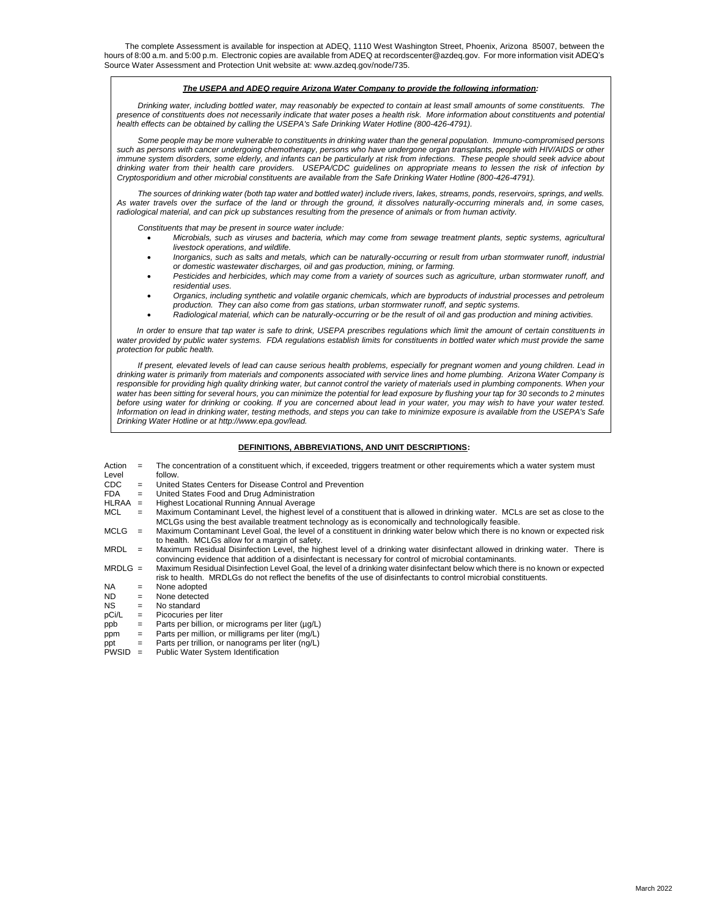The complete Assessment is available for inspection at ADEQ, 1110 West Washington Street, Phoenix, Arizona 85007, between the hours of 8:00 a.m. and 5:00 p.m. Electronic copies are available from ADEQ at recordscenter@azdeq.gov. For more information visit ADEQ's Source Water Assessment and Protection Unit website at: www.azdeq.gov/node/735.

***The USEPA and ADEQ require Arizona Water Company to provide the following information:***

*Drinking water, including bottled water, may reasonably be expected to contain at least small amounts of some constituents. The presence of constituents does not necessarily indicate that water poses a health risk. More information about constituents and potential health effects can be obtained by calling the USEPA's Safe Drinking Water Hotline (800-426-4791).*

*Some people may be more vulnerable to constituents in drinking water than the general population. Immuno-compromised persons such as persons with cancer undergoing chemotherapy, persons who have undergone organ transplants, people with HIV/AIDS or other immune system disorders, some elderly, and infants can be particularly at risk from infections. These people should seek advice about drinking water from their health care providers. USEPA/CDC guidelines on appropriate means to lessen the risk of infection by Cryptosporidium and other microbial constituents are available from the Safe Drinking Water Hotline (800-426-4791).*

*The sources of drinking water (both tap water and bottled water) include rivers, lakes, streams, ponds, reservoirs, springs, and wells. As water travels over the surface of the land or through the ground, it dissolves naturally-occurring minerals and, in some cases, radiological material, and can pick up substances resulting from the presence of animals or from human activity.*

*Constituents that may be present in source water include:*

- *Microbials, such as viruses and bacteria, which may come from sewage treatment plants, septic systems, agricultural livestock operations, and wildlife.*
- *Inorganics, such as salts and metals, which can be naturally-occurring or result from urban stormwater runoff, industrial or domestic wastewater discharges, oil and gas production, mining, or farming.*
- *Pesticides and herbicides, which may come from a variety of sources such as agriculture, urban stormwater runoff, and residential uses.*
- *Organics, including synthetic and volatile organic chemicals, which are byproducts of industrial processes and petroleum production. They can also come from gas stations, urban stormwater runoff, and septic systems.*
- *Radiological material, which can be naturally-occurring or be the result of oil and gas production and mining activities.*

*In order to ensure that tap water is safe to drink, USEPA prescribes regulations which limit the amount of certain constituents in water provided by public water systems. FDA regulations establish limits for constituents in bottled water which must provide the same protection for public health.*

*If present, elevated levels of lead can cause serious health problems, especially for pregnant women and young children. Lead in drinking water is primarily from materials and components associated with service lines and home plumbing. Arizona Water Company is responsible for providing high quality drinking water, but cannot control the variety of materials used in plumbing components. When your water has been sitting for several hours, you can minimize the potential for lead exposure by flushing your tap for 30 seconds to 2 minutes before using water for drinking or cooking. If you are concerned about lead in your water, you may wish to have your water tested. Information on lead in drinking water, testing methods, and steps you can take to minimize exposure is available from the USEPA's Safe Drinking Water Hotline or at http://www.epa.gov/lead.*

**DEFINITIONS, ABBREVIATIONS, AND UNIT DESCRIPTIONS:**

| | | |
|---|---|---|
| Action Level | = | The concentration of a constituent which, if exceeded, triggers treatment or other requirements which a water system must follow. |
| CDC | = | United States Centers for Disease Control and Prevention |
| FDA | = | United States Food and Drug Administration |
| HLRAA | = | Highest Locational Running Annual Average |
| MCL | = | Maximum Contaminant Level, the highest level of a constituent that is allowed in drinking water. MCLs are set as close to the MCLGs using the best available treatment technology as is economically and technologically feasible. |
| MCLG | = | Maximum Contaminant Level Goal, the level of a constituent in drinking water below which there is no known or expected risk to health. MCLGs allow for a margin of safety. |
| MRDL | = | Maximum Residual Disinfection Level, the highest level of a drinking water disinfectant allowed in drinking water. There is convincing evidence that addition of a disinfectant is necessary for control of microbial contaminants. |
| MRDLG | = | Maximum Residual Disinfection Level Goal, the level of a drinking water disinfectant below which there is no known or expected risk to health. MRDLGs do not reflect the benefits of the use of disinfectants to control microbial constituents. |
| NA | = | None adopted |
| ND | = | None detected |
| NS | = | No standard |
| pCi/L | = | Picocuries per liter |
| ppb | = | Parts per billion, or micrograms per liter (µg/L) |
| ppm | = | Parts per million, or milligrams per liter (mg/L) |
| ppt | = | Parts per trillion, or nanograms per liter (ng/L) |
| PWSID | = | Public Water System Identification |

March 2022